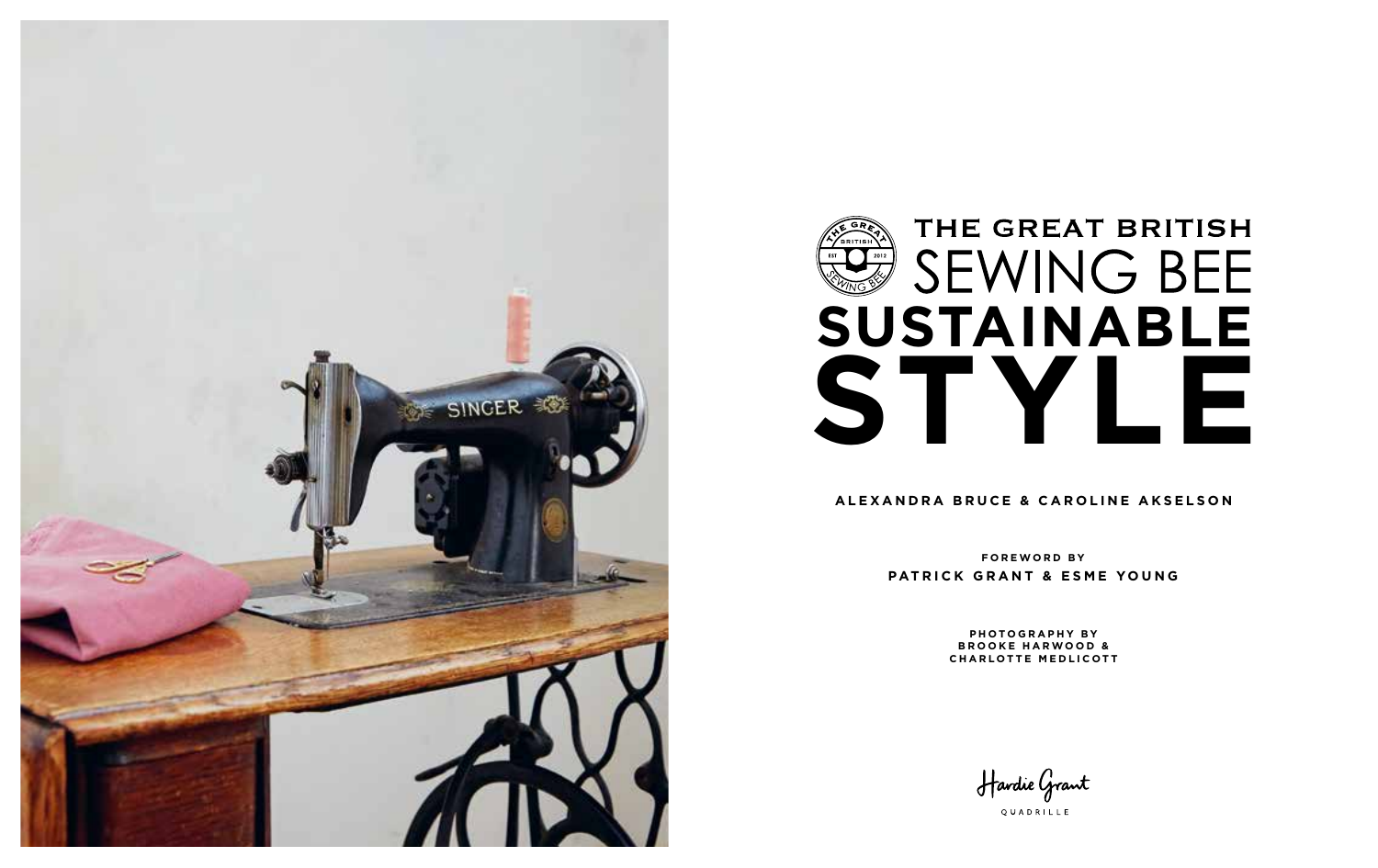# THE GREAT BRITISH SEWING BEE SUSTAINABLE STYLE

**ALEXANDRA BRUCE & CAROLINE AKSELSON**

**FOREWORD BY**
**PATRICK GRANT & ESME YOUNG**

**PHOTOGRAPHY BY**
**BROOKE HARWOOD &**
**CHARLOTTE MEDLICOTT**

Hardie Grant
QUADRILLE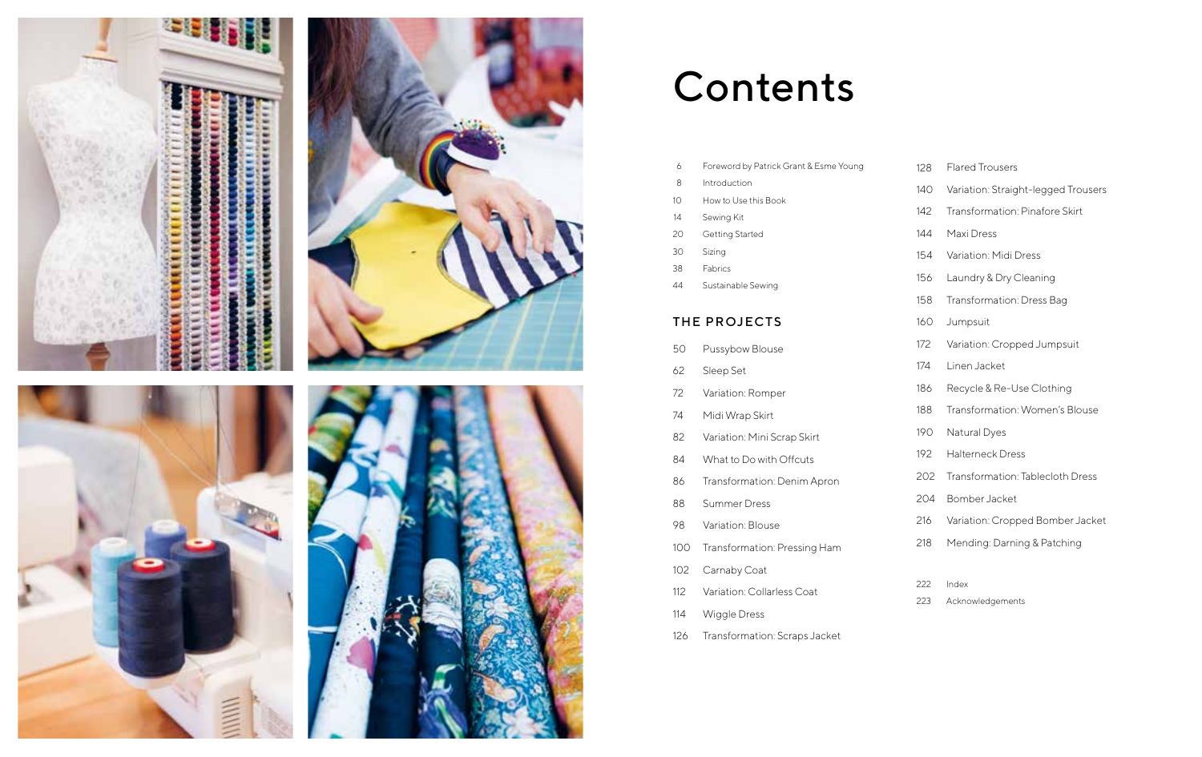# Contents

- 6 Foreword by Patrick Grant & Esme Young
- 8 Introduction
- 10 How to Use this Book
- 14 Sewing Kit
- 20 Getting Started
- 30 Sizing
- 38 Fabrics
- 44 Sustainable Sewing

## THE PROJECTS

- 50 Pussybow Blouse
- 62 Sleep Set
- 72 Variation: Romper
- 74 Midi Wrap Skirt
- 82 Variation: Mini Scrap Skirt
- 84 What to Do with Offcuts
- 86 Transformation: Denim Apron
- 88 Summer Dress
- 98 Variation: Blouse
- 100 Transformation: Pressing Ham
- 102 Carnaby Coat
- 112 Variation: Collarless Coat
- 114 Wiggle Dress
- 126 Transformation: Scraps Jacket
- 128 Flared Trousers
- 140 Variation: Straight-legged Trousers
- 142 Transformation: Pinafore Skirt
- 144 Maxi Dress
- 154 Variation: Midi Dress
- 156 Laundry & Dry Cleaning
- 158 Transformation: Dress Bag
- 160 Jumpsuit
- 172 Variation: Cropped Jumpsuit
- 174 Linen Jacket
- 186 Recycle & Re-Use Clothing
- 188 Transformation: Women's Blouse
- 190 Natural Dyes
- 192 Halterneck Dress
- 202 Transformation: Tablecloth Dress
- 204 Bomber Jacket
- 216 Variation: Cropped Bomber Jacket
- 218 Mending: Darning & Patching

- 222 Index
- 223 Acknowledgements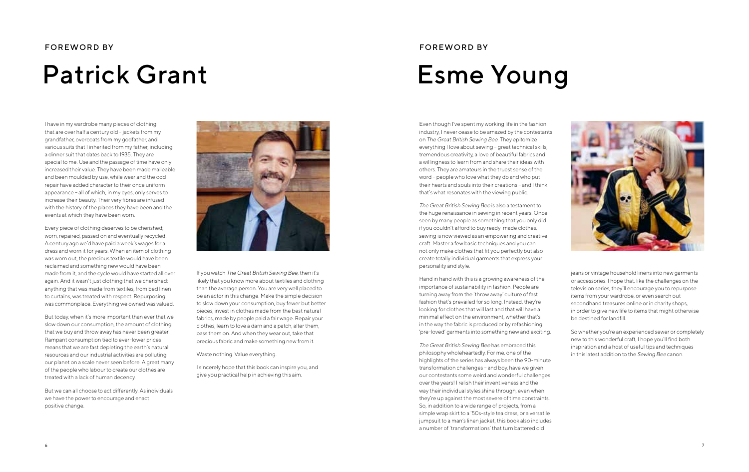FOREWORD BY

# Patrick Grant

I have in my wardrobe many pieces of clothing that are over half a century old – jackets from my grandfather, overcoats from my godfather, and various suits that I inherited from my father, including a dinner suit that dates back to 1935. They are special to me. Use and the passage of time have only increased their value. They have been made malleable and been moulded by use, while wear and the odd repair have added character to their once uniform appearance – all of which, in my eyes, only serves to increase their beauty. Their very fibres are infused with the history of the places they have been and the events at which they have been worn.

Every piece of clothing deserves to be cherished; worn, repaired, passed on and eventually recycled. A century ago we'd have paid a week's wages for a dress and worn it for years. When an item of clothing was worn out, the precious textile would have been reclaimed and something new would have been made from it, and the cycle would have started all over again. And it wasn't just clothing that we cherished: anything that was made from textiles, from bed linen to curtains, was treated with respect. Repurposing was commonplace. Everything we owned was valued.

But today, when it's more important than ever that we slow down our consumption, the amount of clothing that we buy and throw away has never been greater. Rampant consumption tied to ever-lower prices means that we are fast depleting the earth's natural resources and our industrial activities are polluting our planet on a scale never seen before. A great many of the people who labour to create our clothes are treated with a lack of human decency.

But we can all choose to act differently. As individuals we have the power to encourage and enact positive change.

If you watch *The Great British Sewing Bee*, then it's likely that you know more about textiles and clothing than the average person. You are very well placed to be an actor in this change. Make the simple decision to slow down your consumption, buy fewer but better pieces, invest in clothes made from the best natural fabrics, made by people paid a fair wage. Repair your clothes, learn to love a darn and a patch, alter them, pass them on. And when they wear out, take that precious fabric and make something new from it.

Waste nothing. Value everything.

I sincerely hope that this book can inspire you, and give you practical help in achieving this aim.

FOREWORD BY

# Esme Young

Even though I've spent my working life in the fashion industry, I never cease to be amazed by the contestants on *The Great British Sewing Bee*. They epitomize everything I love about sewing – great technical skills, tremendous creativity, a love of beautiful fabrics and a willingness to learn from and share their ideas with others. They are amateurs in the truest sense of the word – people who love what they do and who put their hearts and souls into their creations – and I think that's what resonates with the viewing public.

*The Great British Sewing Bee* is also a testament to the huge renaissance in sewing in recent years. Once seen by many people as something that you only did if you couldn't afford to buy ready-made clothes, sewing is now viewed as an empowering and creative craft. Master a few basic techniques and you can not only make clothes that fit you perfectly but also create totally individual garments that express your personality and style.

Hand in hand with this is a growing awareness of the importance of sustainability in fashion. People are turning away from the 'throw away' culture of fast fashion that's prevailed for so long. Instead, they're looking for clothes that will last and that will have a minimal effect on the environment, whether that's in the way the fabric is produced or by refashioning 'pre-loved' garments into something new and exciting.

*The Great British Sewing Bee* has embraced this philosophy wholeheartedly. For me, one of the highlights of the series has always been the 90-minute transformation challenges – and boy, have we given our contestants some weird and wonderful challenges over the years! I relish their inventiveness and the way their individual styles shine through, even when they're up against the most severe of time constraints. So, in addition to a wide range of projects, from a simple wrap skirt to a '50s-style tea dress, or a versatile jumpsuit to a man's linen jacket, this book also includes a number of 'transformations' that turn battered old jeans or vintage household linens into new garments or accessories. I hope that, like the challenges on the television series, they'll encourage you to repurpose items from your wardrobe, or even search out secondhand treasures online or in charity shops, in order to give new life to items that might otherwise be destined for landfill.

So whether you're an experienced sewer or completely new to this wonderful craft, I hope you'll find both inspiration and a host of useful tips and techniques in this latest addition to the *Sewing Bee* canon.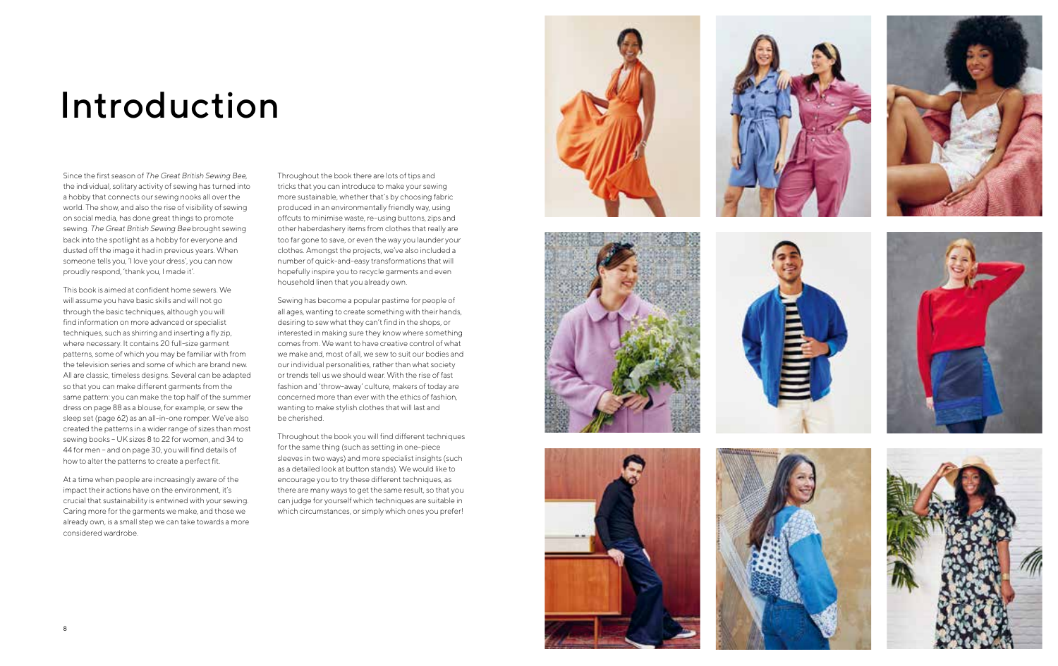# Introduction

Since the first season of *The Great British Sewing Bee*, the individual, solitary activity of sewing has turned into a hobby that connects our sewing nooks all over the world. The show, and also the rise of visibility of sewing on social media, has done great things to promote sewing. *The Great British Sewing Bee* brought sewing back into the spotlight as a hobby for everyone and dusted off the image it had in previous years. When someone tells you, 'I love your dress', you can now proudly respond, 'thank you, I made it'.

This book is aimed at confident home sewers. We will assume you have basic skills and will not go through the basic techniques, although you will find information on more advanced or specialist techniques, such as shirring and inserting a fly zip, where necessary. It contains 20 full-size garment patterns, some of which you may be familiar with from the television series and some of which are brand new. All are classic, timeless designs. Several can be adapted so that you can make different garments from the same pattern: you can make the top half of the summer dress on page 88 as a blouse, for example, or sew the sleep set (page 62) as an all-in-one romper. We've also created the patterns in a wider range of sizes than most sewing books – UK sizes 8 to 22 for women, and 34 to 44 for men – and on page 30, you will find details of how to alter the patterns to create a perfect fit.

At a time when people are increasingly aware of the impact their actions have on the environment, it's crucial that sustainability is entwined with your sewing. Caring more for the garments we make, and those we already own, is a small step we can take towards a more considered wardrobe.

Throughout the book there are lots of tips and tricks that you can introduce to make your sewing more sustainable, whether that's by choosing fabric produced in an environmentally friendly way, using offcuts to minimise waste, re-using buttons, zips and other haberdashery items from clothes that really are too far gone to save, or even the way you launder your clothes. Amongst the projects, we've also included a number of quick-and-easy transformations that will hopefully inspire you to recycle garments and even household linen that you already own.

Sewing has become a popular pastime for people of all ages, wanting to create something with their hands, desiring to sew what they can't find in the shops, or interested in making sure they know where something comes from. We want to have creative control of what we make and, most of all, we sew to suit our bodies and our individual personalities, rather than what society or trends tell us we should wear. With the rise of fast fashion and 'throw-away' culture, makers of today are concerned more than ever with the ethics of fashion, wanting to make stylish clothes that will last and be cherished.

Throughout the book you will find different techniques for the same thing (such as setting in one-piece sleeves in two ways) and more specialist insights (such as a detailed look at button stands). We would like to encourage you to try these different techniques, as there are many ways to get the same result, so that you can judge for yourself which techniques are suitable in which circumstances, or simply which ones you prefer!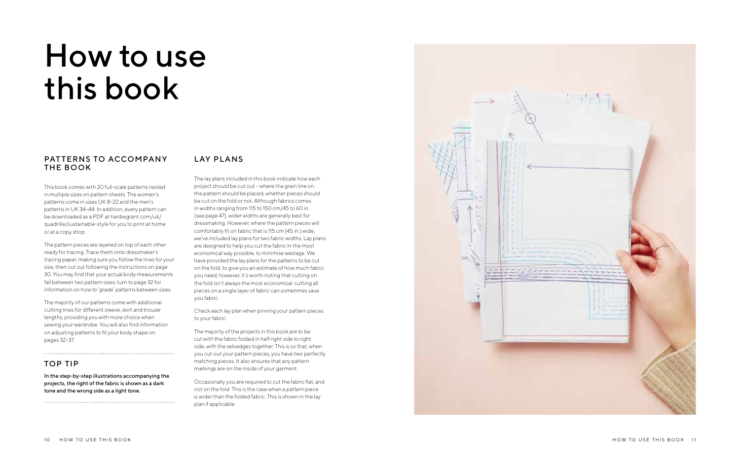# How to use this book

## PATTERNS TO ACCOMPANY THE BOOK

This book comes with 20 full-scale patterns nested in multiple sizes on pattern sheets. The women's patterns come in sizes UK 8–22 and the men's patterns in UK 34–44. In addition, every pattern can be downloaded as a PDF at hardiegrant.com/uk/quadrille/sustainable-style for you to print at home or at a copy shop.

The pattern pieces are layered on top of each other ready for tracing. Trace them onto dressmaker's tracing paper, making sure you follow the lines for your size, then cut out following the instructions on page 30. You may find that your actual body measurements fall between two pattern sizes; turn to page 32 for information on how to 'grade' patterns between sizes.

The majority of our patterns come with additional cutting lines for different sleeve, skirt and trouser lengths, providing you with more choice when sewing your wardrobe. You will also find information on adjusting patterns to fit your body shape on pages 32–37.

## TOP TIP

**In the step-by-step illustrations accompanying the projects, the right of the fabric is shown as a dark tone and the wrong side as a light tone.**

## LAY PLANS

The lay plans included in this book indicate how each project should be cut out – where the grain line on the pattern should be placed, whether pieces should be cut on the fold or not. Although fabrics comes in widths ranging from 115 to 150 cm/45 to 60 in. (see page 47), wider widths are generally best for dressmaking. However, where the pattern pieces will comfortably fit on fabric that is 115 cm (45 in.) wide, we've included lay plans for two fabric widths. Lay plans are designed to help you cut the fabric in the most economical way possible, to minimise wastage. We have provided the lay plans for the patterns to be cut on the fold, to give you an estimate of how much fabric you need; however, it's worth noting that cutting on the fold isn't always the most economical: cutting all pieces on a single layer of fabric can sometimes save you fabric.

Check each lay plan when pinning your pattern pieces to your fabric.

The majority of the projects in this book are to be cut with the fabric folded in half right side to right side, with the selvedges together. This is so that, when you cut out your pattern pieces, you have two perfectly matching pieces. It also ensures that any pattern markings are on the inside of your garment.

Occasionally you are required to cut the fabric flat, and not on the fold. This is the case when a pattern piece is wider than the folded fabric. This is shown in the lay plan if applicable.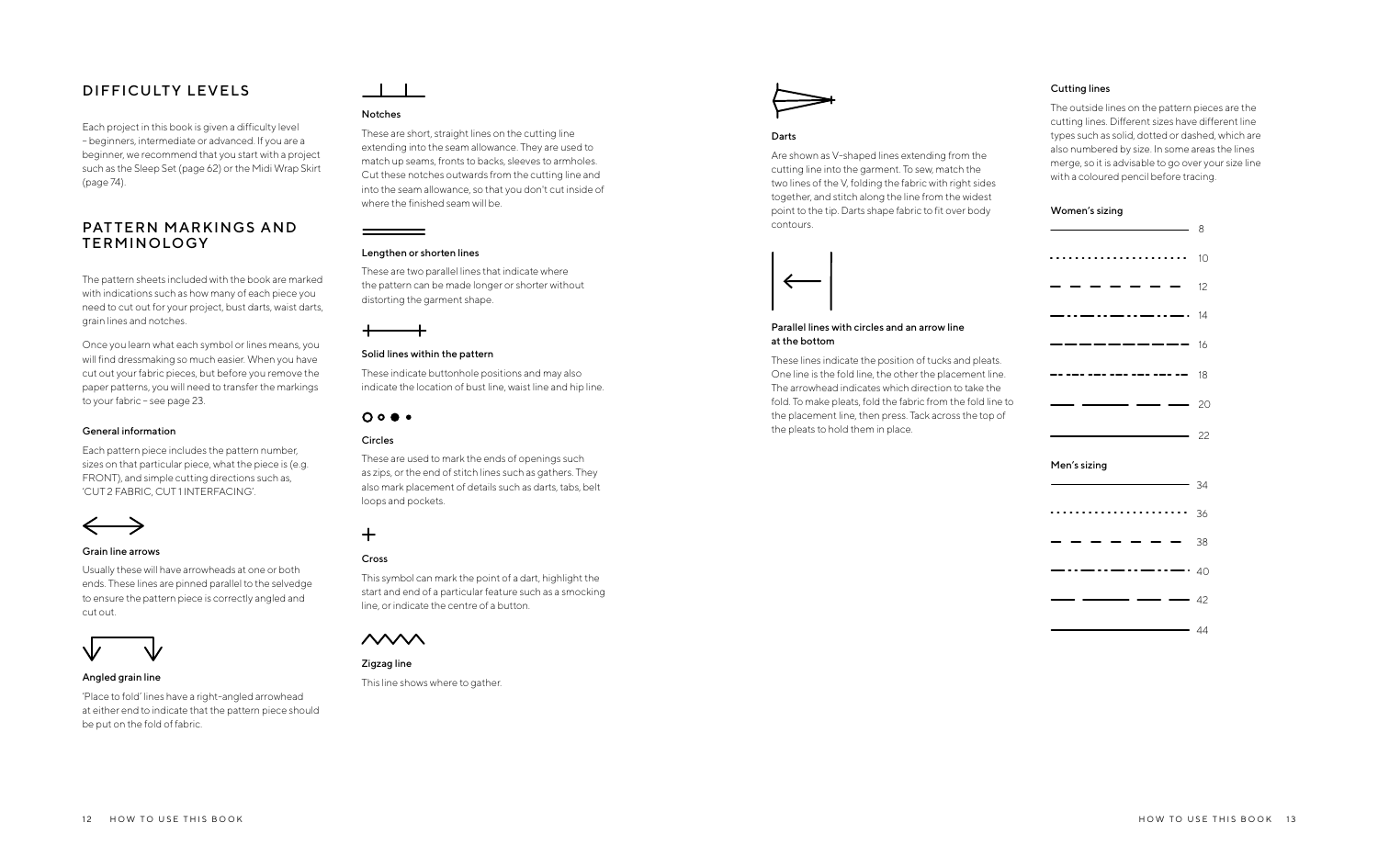## DIFFICULTY LEVELS

Each project in this book is given a difficulty level – beginners, intermediate or advanced. If you are a beginner, we recommend that you start with a project such as the Sleep Set (page 62) or the Midi Wrap Skirt (page 74).

## PATTERN MARKINGS AND TERMINOLOGY

The pattern sheets included with the book are marked with indications such as how many of each piece you need to cut out for your project, bust darts, waist darts, grain lines and notches.

Once you learn what each symbol or lines means, you will find dressmaking so much easier. When you have cut out your fabric pieces, but before you remove the paper patterns, you will need to transfer the markings to your fabric – see page 23.

#### General information

Each pattern piece includes the pattern number, sizes on that particular piece, what the piece is (e.g. FRONT), and simple cutting directions such as, 'CUT 2 FABRIC, CUT 1 INTERFACING'.

#### Grain line arrows

Usually these will have arrowheads at one or both ends. These lines are pinned parallel to the selvedge to ensure the pattern piece is correctly angled and cut out.

#### Angled grain line

'Place to fold' lines have a right-angled arrowhead at either end to indicate that the pattern piece should be put on the fold of fabric.

#### Notches

These are short, straight lines on the cutting line extending into the seam allowance. They are used to match up seams, fronts to backs, sleeves to armholes. Cut these notches outwards from the cutting line and into the seam allowance, so that you don't cut inside of where the finished seam will be.

#### Lengthen or shorten lines

These are two parallel lines that indicate where the pattern can be made longer or shorter without distorting the garment shape.

#### Solid lines within the pattern

These indicate buttonhole positions and may also indicate the location of bust line, waist line and hip line.

#### Circles

These are used to mark the ends of openings such as zips, or the end of stitch lines such as gathers. They also mark placement of details such as darts, tabs, belt loops and pockets.

#### Cross

This symbol can mark the point of a dart, highlight the start and end of a particular feature such as a smocking line, or indicate the centre of a button.

#### Zigzag line

This line shows where to gather.

#### Darts

Are shown as V-shaped lines extending from the cutting line into the garment. To sew, match the two lines of the V, folding the fabric with right sides together, and stitch along the line from the widest point to the tip. Darts shape fabric to fit over body contours.

#### Parallel lines with circles and an arrow line at the bottom

These lines indicate the position of tucks and pleats. One line is the fold line, the other the placement line. The arrowhead indicates which direction to take the fold. To make pleats, fold the fabric from the fold line to the placement line, then press. Tack across the top of the pleats to hold them in place.

#### Cutting lines

The outside lines on the pattern pieces are the cutting lines. Different sizes have different line types such as solid, dotted or dashed, which are also numbered by size. In some areas the lines merge, so it is advisable to go over your size line with a coloured pencil before tracing.

#### Women's sizing

8

10

12

14

16

18

20

22

#### Men's sizing

34

36

38

40

42

44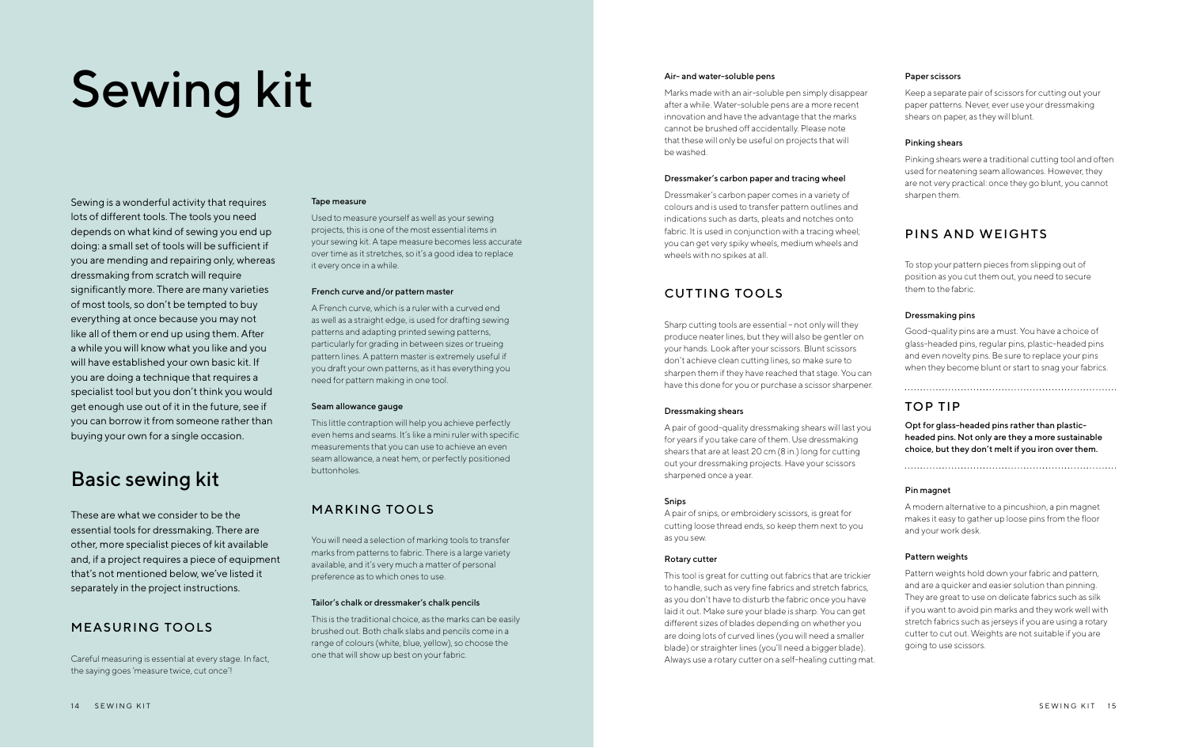# Sewing kit

Sewing is a wonderful activity that requires lots of different tools. The tools you need depends on what kind of sewing you end up doing: a small set of tools will be sufficient if you are mending and repairing only, whereas dressmaking from scratch will require significantly more. There are many varieties of most tools, so don't be tempted to buy everything at once because you may not like all of them or end up using them. After a while you will know what you like and you will have established your own basic kit. If you are doing a technique that requires a specialist tool but you don't think you would get enough use out of it in the future, see if you can borrow it from someone rather than buying your own for a single occasion.

## Basic sewing kit

These are what we consider to be the essential tools for dressmaking. There are other, more specialist pieces of kit available and, if a project requires a piece of equipment that's not mentioned below, we've listed it separately in the project instructions.

### MEASURING TOOLS

Careful measuring is essential at every stage. In fact, the saying goes 'measure twice, cut once'!

#### Tape measure

Used to measure yourself as well as your sewing projects, this is one of the most essential items in your sewing kit. A tape measure becomes less accurate over time as it stretches, so it's a good idea to replace it every once in a while.

#### French curve and/or pattern master

A French curve, which is a ruler with a curved end as well as a straight edge, is used for drafting sewing patterns and adapting printed sewing patterns, particularly for grading in between sizes or trueing pattern lines. A pattern master is extremely useful if you draft your own patterns, as it has everything you need for pattern making in one tool.

#### Seam allowance gauge

This little contraption will help you achieve perfectly even hems and seams. It's like a mini ruler with specific measurements that you can use to achieve an even seam allowance, a neat hem, or perfectly positioned buttonholes.

### MARKING TOOLS

You will need a selection of marking tools to transfer marks from patterns to fabric. There is a large variety available, and it's very much a matter of personal preference as to which ones to use.

#### Tailor's chalk or dressmaker's chalk pencils

This is the traditional choice, as the marks can be easily brushed out. Both chalk slabs and pencils come in a range of colours (white, blue, yellow), so choose the one that will show up best on your fabric.

#### Air- and water-soluble pens

Marks made with an air-soluble pen simply disappear after a while. Water-soluble pens are a more recent innovation and have the advantage that the marks cannot be brushed off accidentally. Please note that these will only be useful on projects that will be washed.

#### Dressmaker's carbon paper and tracing wheel

Dressmaker's carbon paper comes in a variety of colours and is used to transfer pattern outlines and indications such as darts, pleats and notches onto fabric. It is used in conjunction with a tracing wheel; you can get very spiky wheels, medium wheels and wheels with no spikes at all.

### CUTTING TOOLS

Sharp cutting tools are essential – not only will they produce neater lines, but they will also be gentler on your hands. Look after your scissors. Blunt scissors don't achieve clean cutting lines, so make sure to sharpen them if they have reached that stage. You can have this done for you or purchase a scissor sharpener.

#### Dressmaking shears

A pair of good-quality dressmaking shears will last you for years if you take care of them. Use dressmaking shears that are at least 20 cm (8 in.) long for cutting out your dressmaking projects. Have your scissors sharpened once a year.

#### Snips

A pair of snips, or embroidery scissors, is great for cutting loose thread ends, so keep them next to you as you sew.

#### Rotary cutter

This tool is great for cutting out fabrics that are trickier to handle, such as very fine fabrics and stretch fabrics, as you don't have to disturb the fabric once you have laid it out. Make sure your blade is sharp. You can get different sizes of blades depending on whether you are doing lots of curved lines (you will need a smaller blade) or straighter lines (you'll need a bigger blade). Always use a rotary cutter on a self-healing cutting mat.

#### Paper scissors

Keep a separate pair of scissors for cutting out your paper patterns. Never, ever use your dressmaking shears on paper, as they will blunt.

#### Pinking shears

Pinking shears were a traditional cutting tool and often used for neatening seam allowances. However, they are not very practical: once they go blunt, you cannot sharpen them.

### PINS AND WEIGHTS

To stop your pattern pieces from slipping out of position as you cut them out, you need to secure them to the fabric.

#### Dressmaking pins

Good-quality pins are a must. You have a choice of glass-headed pins, regular pins, plastic-headed pins and even novelty pins. Be sure to replace your pins when they become blunt or start to snag your fabrics.

---

### TOP TIP

**Opt for glass-headed pins rather than plastic-headed pins. Not only are they a more sustainable choice, but they don't melt if you iron over them.**

---

#### Pin magnet

A modern alternative to a pincushion, a pin magnet makes it easy to gather up loose pins from the floor and your work desk.

#### Pattern weights

Pattern weights hold down your fabric and pattern, and are a quicker and easier solution than pinning. They are great to use on delicate fabrics such as silk if you want to avoid pin marks and they work well with stretch fabrics such as jerseys if you are using a rotary cutter to cut out. Weights are not suitable if you are going to use scissors.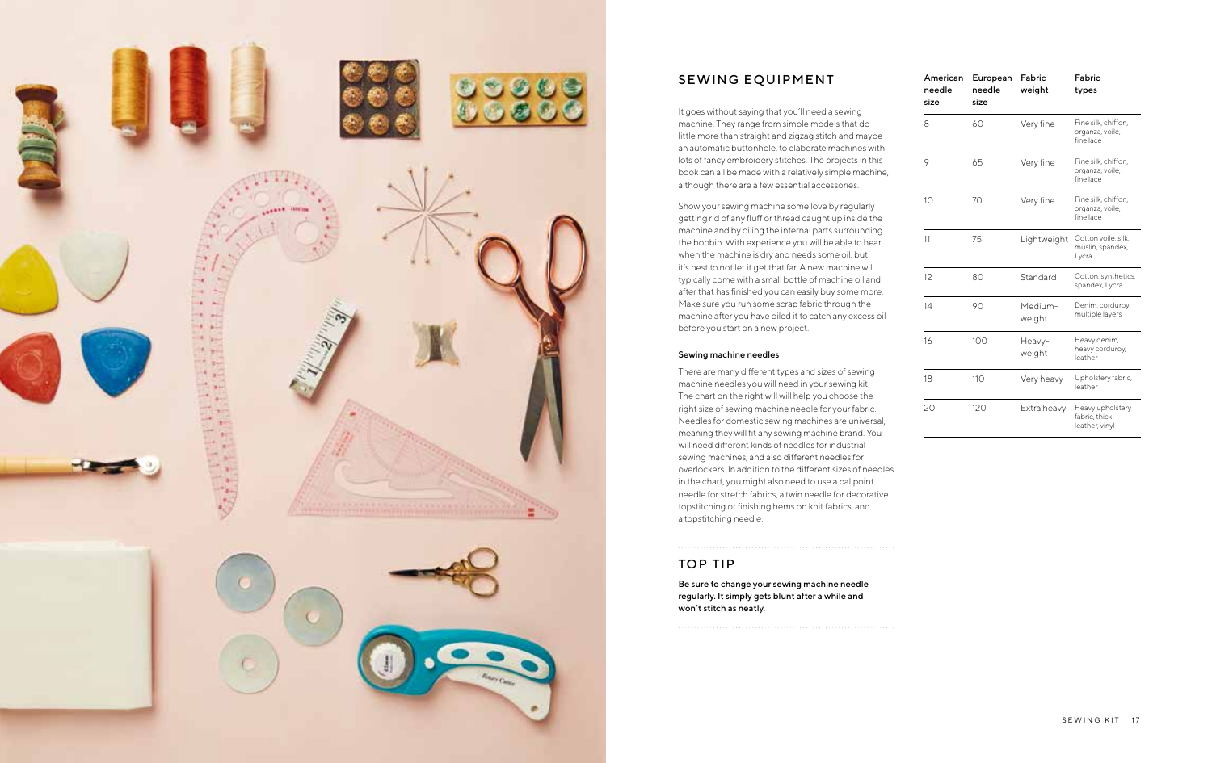## SEWING EQUIPMENT

It goes without saying that you'll need a sewing machine. They range from simple models that do little more than straight and zigzag stitch and maybe an automatic buttonhole, to elaborate machines with lots of fancy embroidery stitches. The projects in this book can all be made with a relatively simple machine, although there are a few essential accessories.

Show your sewing machine some love by regularly getting rid of any fluff or thread caught up inside the machine and by oiling the internal parts surrounding the bobbin. With experience you will be able to hear when the machine is dry and needs some oil, but it's best to not let it get that far. A new machine will typically come with a small bottle of machine oil and after that has finished you can easily buy some more. Make sure you run some scrap fabric through the machine after you have oiled it to catch any excess oil before you start on a new project.

### Sewing machine needles

There are many different types and sizes of sewing machine needles you will need in your sewing kit. The chart on the right will will help you choose the right size of sewing machine needle for your fabric. Needles for domestic sewing machines are universal, meaning they will fit any sewing machine brand. You will need different kinds of needles for industrial sewing machines, and also different needles for overlockers. In addition to the different sizes of needles in the chart, you might also need to use a ballpoint needle for stretch fabrics, a twin needle for decorative topstitching or finishing hems on knit fabrics, and a topstitching needle.

## TOP TIP

**Be sure to change your sewing machine needle regularly. It simply gets blunt after a while and won't stitch as neatly.**

| American needle size | European needle size | Fabric weight | Fabric types |
|---|---|---|---|
| 8 | 60 | Very fine | Fine silk, chiffon, organza, voile, fine lace |
| 9 | 65 | Very fine | Fine silk, chiffon, organza, voile, fine lace |
| 10 | 70 | Very fine | Fine silk, chiffon, organza, voile, fine lace |
| 11 | 75 | Lightweight | Cotton voile, silk, muslin, spandex, Lycra |
| 12 | 80 | Standard | Cotton, synthetics, spandex, Lycra |
| 14 | 90 | Medium-weight | Denim, corduroy, multiple layers |
| 16 | 100 | Heavy-weight | Heavy denim, heavy corduroy, leather |
| 18 | 110 | Very heavy | Upholstery fabric, leather |
| 20 | 120 | Extra heavy | Heavy upholstery fabric, thick leather, vinyl |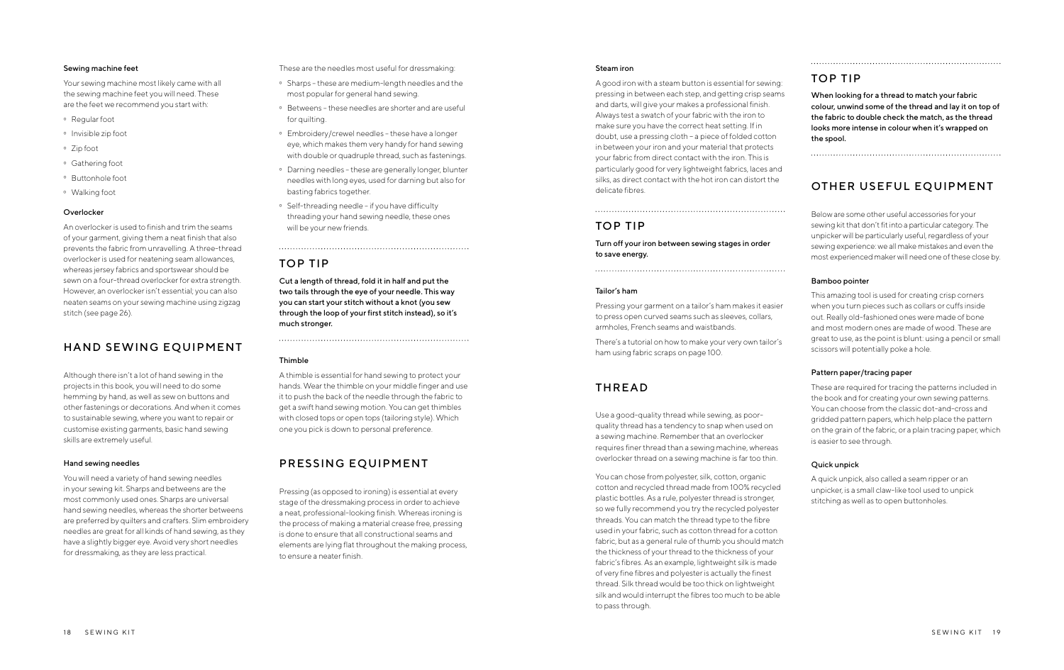### Sewing machine feet

Your sewing machine most likely came with all the sewing machine feet you will need. These are the feet we recommend you start with:

- Regular foot
- Invisible zip foot
- Zip foot
- Gathering foot
- Buttonhole foot
- Walking foot

### Overlocker

An overlocker is used to finish and trim the seams of your garment, giving them a neat finish that also prevents the fabric from unravelling. A three-thread overlocker is used for neatening seam allowances, whereas jersey fabrics and sportswear should be sewn on a four-thread overlocker for extra strength. However, an overlocker isn't essential; you can also neaten seams on your sewing machine using zigzag stitch (see page 26).

## HAND SEWING EQUIPMENT

Although there isn't a lot of hand sewing in the projects in this book, you will need to do some hemming by hand, as well as sew on buttons and other fastenings or decorations. And when it comes to sustainable sewing, where you want to repair or customise existing garments, basic hand sewing skills are extremely useful.

### Hand sewing needles

You will need a variety of hand sewing needles in your sewing kit. Sharps and betweens are the most commonly used ones. Sharps are universal hand sewing needles, whereas the shorter betweens are preferred by quilters and crafters. Slim embroidery needles are great for all kinds of hand sewing, as they have a slightly bigger eye. Avoid very short needles for dressmaking, as they are less practical.

These are the needles most useful for dressmaking:

- Sharps – these are medium-length needles and the most popular for general hand sewing.
- Betweens – these needles are shorter and are useful for quilting.
- Embroidery/crewel needles – these have a longer eye, which makes them very handy for hand sewing with double or quadruple thread, such as fastenings.
- Darning needles – these are generally longer, blunter needles with long eyes, used for darning but also for basting fabrics together.
- Self-threading needle – if you have difficulty threading your hand sewing needle, these ones will be your new friends.

## TOP TIP

**Cut a length of thread, fold it in half and put the two tails through the eye of your needle. This way you can start your stitch without a knot (you sew through the loop of your first stitch instead), so it's much stronger.**

### Thimble

A thimble is essential for hand sewing to protect your hands. Wear the thimble on your middle finger and use it to push the back of the needle through the fabric to get a swift hand sewing motion. You can get thimbles with closed tops or open tops (tailoring style). Which one you pick is down to personal preference.

## PRESSING EQUIPMENT

Pressing (as opposed to ironing) is essential at every stage of the dressmaking process in order to achieve a neat, professional-looking finish. Whereas ironing is the process of making a material crease free, pressing is done to ensure that all constructional seams and elements are lying flat throughout the making process, to ensure a neater finish.

### Steam iron

A good iron with a steam button is essential for sewing: pressing in between each step, and getting crisp seams and darts, will give your makes a professional finish. Always test a swatch of your fabric with the iron to make sure you have the correct heat setting. If in doubt, use a pressing cloth – a piece of folded cotton in between your iron and your material that protects your fabric from direct contact with the iron. This is particularly good for very lightweight fabrics, laces and silks, as direct contact with the hot iron can distort the delicate fibres.

## TOP TIP

**Turn off your iron between sewing stages in order to save energy.**

### Tailor's ham

Pressing your garment on a tailor's ham makes it easier to press open curved seams such as sleeves, collars, armholes, French seams and waistbands.

There's a tutorial on how to make your very own tailor's ham using fabric scraps on page 100.

## THREAD

Use a good-quality thread while sewing, as poor-quality thread has a tendency to snap when used on a sewing machine. Remember that an overlocker requires finer thread than a sewing machine, whereas overlocker thread on a sewing machine is far too thin.

You can chose from polyester, silk, cotton, organic cotton and recycled thread made from 100% recycled plastic bottles. As a rule, polyester thread is stronger, so we fully recommend you try the recycled polyester threads. You can match the thread type to the fibre used in your fabric, such as cotton thread for a cotton fabric, but as a general rule of thumb you should match the thickness of your thread to the thickness of your fabric's fibres. As an example, lightweight silk is made of very fine fibres and polyester is actually the finest thread. Silk thread would be too thick on lightweight silk and would interrupt the fibres too much to be able to pass through.

## TOP TIP

**When looking for a thread to match your fabric colour, unwind some of the thread and lay it on top of the fabric to double check the match, as the thread looks more intense in colour when it's wrapped on the spool.**

## OTHER USEFUL EQUIPMENT

Below are some other useful accessories for your sewing kit that don't fit into a particular category. The unpicker will be particularly useful, regardless of your sewing experience: we all make mistakes and even the most experienced maker will need one of these close by.

### Bamboo pointer

This amazing tool is used for creating crisp corners when you turn pieces such as collars or cuffs inside out. Really old-fashioned ones were made of bone and most modern ones are made of wood. These are great to use, as the point is blunt: using a pencil or small scissors will potentially poke a hole.

### Pattern paper/tracing paper

These are required for tracing the patterns included in the book and for creating your own sewing patterns. You can choose from the classic dot-and-cross and gridded pattern papers, which help place the pattern on the grain of the fabric, or a plain tracing paper, which is easier to see through.

### Quick unpick

A quick unpick, also called a seam ripper or an unpicker, is a small claw-like tool used to unpick stitching as well as to open buttonholes.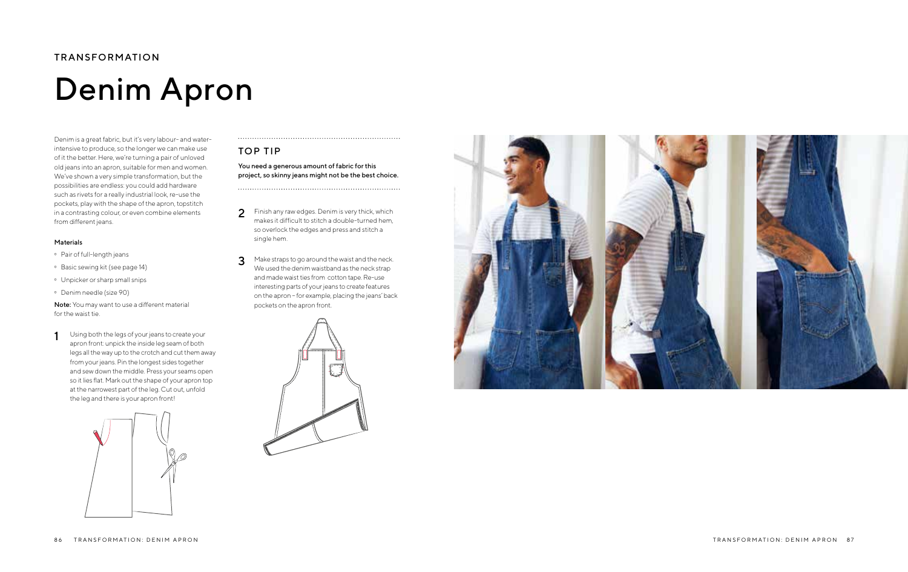TRANSFORMATION

# Denim Apron

Denim is a great fabric, but it's very labour- and water-intensive to produce, so the longer we can make use of it the better. Here, we're turning a pair of unloved old jeans into an apron, suitable for men and women. We've shown a very simple transformation, but the possibilities are endless: you could add hardware such as rivets for a really industrial look, re-use the pockets, play with the shape of the apron, topstitch in a contrasting colour, or even combine elements from different jeans.

#### Materials

- Pair of full-length jeans
- Basic sewing kit (see page 14)
- Unpicker or sharp small snips
- Denim needle (size 90)

**Note:** You may want to use a different material for the waist tie.

1. Using both the legs of your jeans to create your apron front: unpick the inside leg seam of both legs all the way up to the crotch and cut them away from your jeans. Pin the longest sides together and sew down the middle. Press your seams open so it lies flat. Mark out the shape of your apron top at the narrowest part of the leg. Cut out, unfold the leg and there is your apron front!

## TOP TIP

**You need a generous amount of fabric for this project, so skinny jeans might not be the best choice.**

2. Finish any raw edges. Denim is very thick, which makes it difficult to stitch a double-turned hem, so overlock the edges and press and stitch a single hem.

3. Make straps to go around the waist and the neck. We used the denim waistband as the neck strap and made waist ties from cotton tape. Re-use interesting parts of your jeans to create features on the apron – for example, placing the jeans' back pockets on the apron front.